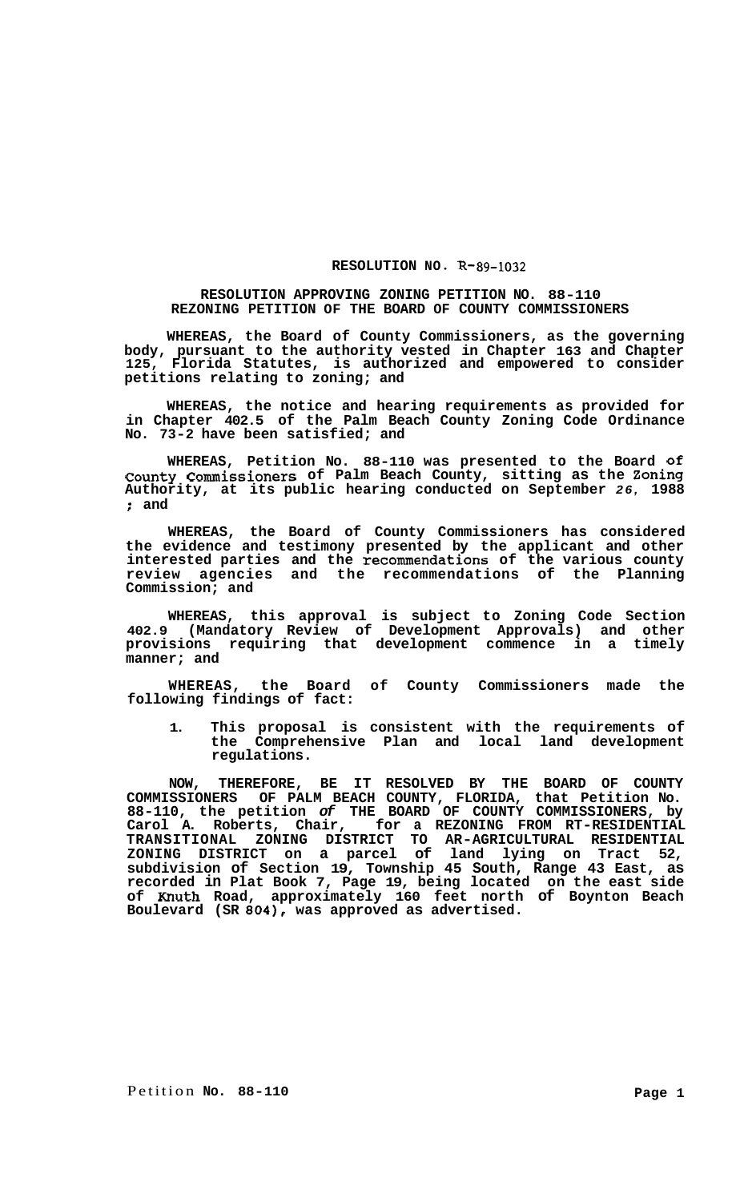**RESOLUTION NO. R-89-1032**

**RESOLUTION APPROVING ZONING PETITION NO. 88-110**
**REZONING PETITION OF THE BOARD OF COUNTY COMMISSIONERS**

**WHEREAS, the Board of County Commissioners, as the governing body, pursuant to the authority vested in Chapter 163 and Chapter 125, Florida Statutes, is authorized and empowered to consider petitions relating to zoning; and**

**WHEREAS, the notice and hearing requirements as provided for in Chapter 402.5 of the Palm Beach County Zoning Code Ordinance No. 73-2 have been satisfied; and**

**WHEREAS, Petition No. 88-110 was presented to the Board of County Commissioners of Palm Beach County, sitting as the Zoning Authority, at its public hearing conducted on September 26, 1988 ; and**

**WHEREAS, the Board of County Commissioners has considered the evidence and testimony presented by the applicant and other interested parties and the recommendations of the various county review agencies and the recommendations of the Planning Commission; and**

**WHEREAS, this approval is subject to Zoning Code Section 402.9 (Mandatory Review of Development Approvals) and other provisions requiring that development commence in a timely manner; and**

**WHEREAS, the Board of County Commissioners made the following findings of fact:**

1. **This proposal is consistent with the requirements of the Comprehensive Plan and local land development regulations.**

**NOW, THEREFORE, BE IT RESOLVED BY THE BOARD OF COUNTY COMMISSIONERS OF PALM BEACH COUNTY, FLORIDA, that Petition No. 88-110, the petition of THE BOARD OF COUNTY COMMISSIONERS, by Carol A. Roberts, Chair, for a REZONING FROM RT-RESIDENTIAL TRANSITIONAL ZONING DISTRICT TO AR-AGRICULTURAL RESIDENTIAL ZONING DISTRICT on a parcel of land lying on Tract 52, subdivision of Section 19, Township 45 South, Range 43 East, as recorded in Plat Book 7, Page 19, being located on the east side of Knuth Road, approximately 160 feet north of Boynton Beach Boulevard (SR 804), was approved as advertised.**

Petition **No. 88-110**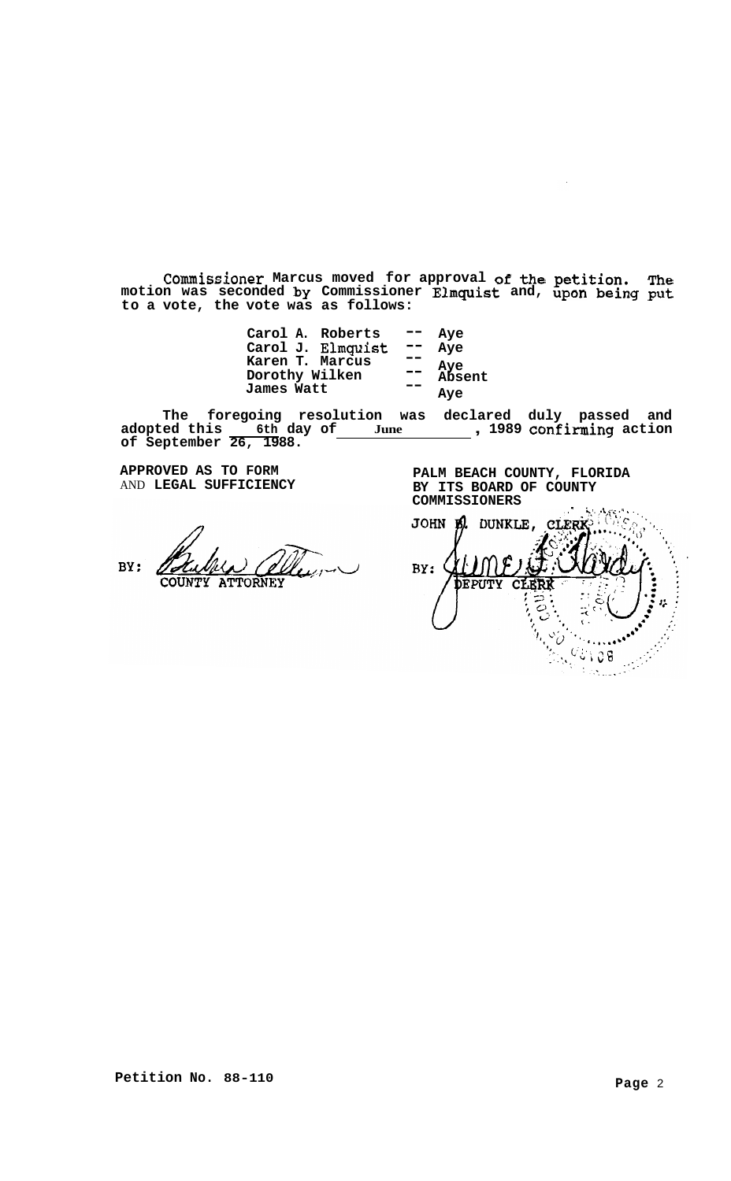Commissioner Marcus moved for approval of the petition. The motion was seconded by Commissioner Elmquist and, upon being put to a vote, the vote was as follows:

| | | |
|---|---|---|
| Carol A. Roberts | -- | Aye |
| Carol J. Elmquist | -- | Aye |
| Karen T. Marcus | -- | Aye |
| Dorothy Wilken | -- | Absent |
| James Watt | -- | Aye |

The foregoing resolution was declared duly passed and adopted this 6th day of June, 1989 confirming action of September 26, 1988.

**APPROVED AS TO FORM AND LEGAL SUFFICIENCY**

BY: COUNTY ATTORNEY

**PALM BEACH COUNTY, FLORIDA BY ITS BOARD OF COUNTY COMMISSIONERS**

JOHN B. DUNKLE, CLERK

BY: DEPUTY CLERK

Petition No. 88-110